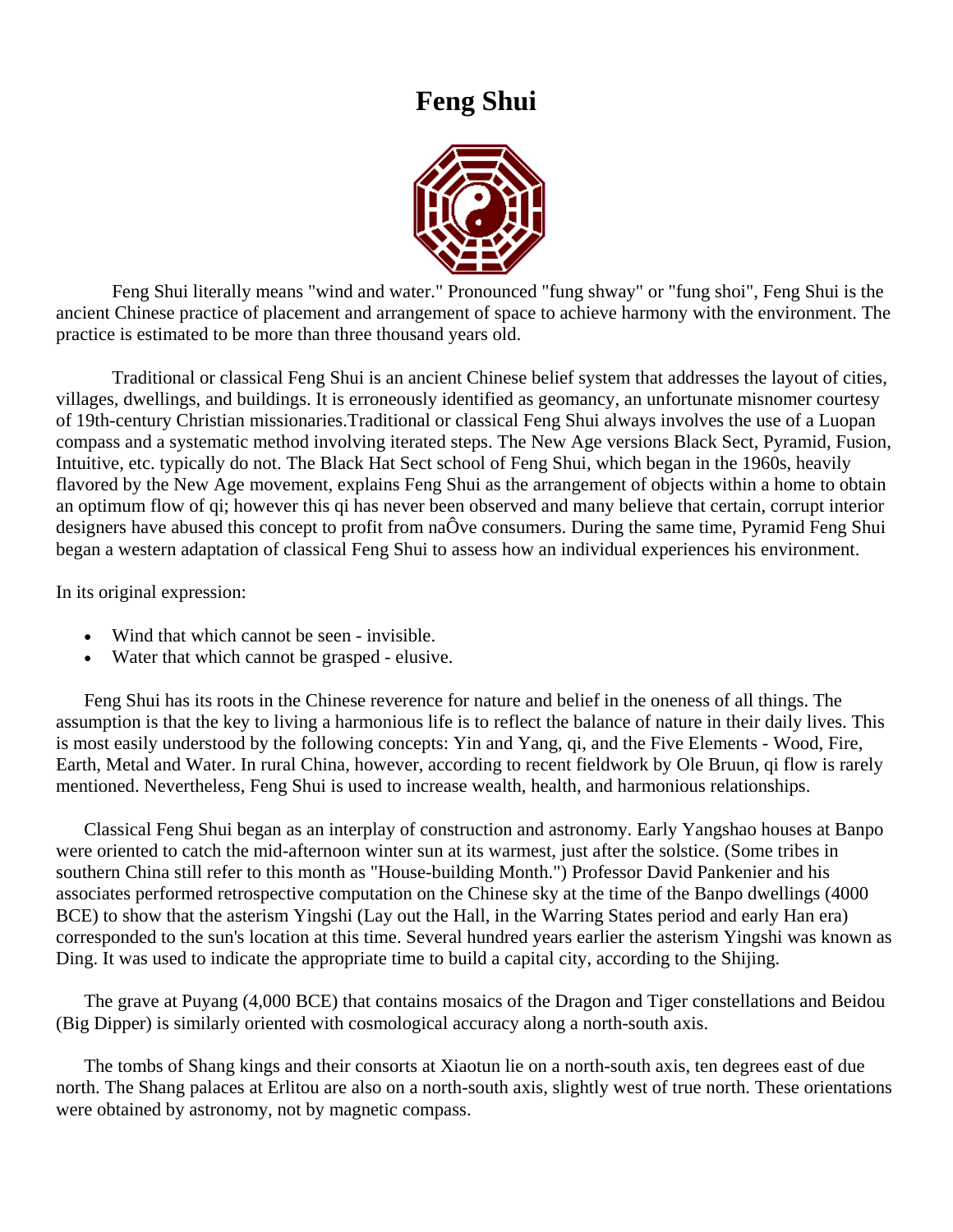# Feng Shui

Feng Shui literally means "wind and water." Pronounced "fung shway" or "fung shoi", Feng Shui is the ancient Chinese practice of placement and arrangement of space to achieve harmony with the environment. The practice is estimated to be more than three thousand years old.

Traditional or classical Feng Shui is an ancient Chinese belief system that addresses the layout of cities, villages, dwellings, and buildings. It is erroneously identified as geomancy, an unfortunate misnomer courtesy of 19th-century Christian missionaries.Traditional or classical Feng Shui always involves the use of a Luopan compass and a systematic method involving iterated steps. The New Age versions Black Sect, Pyramid, Fusion, Intuitive, etc. typically do not. The Black Hat Sect school of Feng Shui, which began in the 1960s, heavily flavored by the New Age movement, explains Feng Shui as the arrangement of objects within a home to obtain an optimum flow of qi; however this qi has never been observed and many believe that certain, corrupt interior designers have abused this concept to profit from naÔve consumers. During the same time, Pyramid Feng Shui began a western adaptation of classical Feng Shui to assess how an individual experiences his environment.

In its original expression:

- Wind that which cannot be seen - invisible.
- Water that which cannot be grasped - elusive.

Feng Shui has its roots in the Chinese reverence for nature and belief in the oneness of all things. The assumption is that the key to living a harmonious life is to reflect the balance of nature in their daily lives. This is most easily understood by the following concepts: Yin and Yang, qi, and the Five Elements - Wood, Fire, Earth, Metal and Water. In rural China, however, according to recent fieldwork by Ole Bruun, qi flow is rarely mentioned. Nevertheless, Feng Shui is used to increase wealth, health, and harmonious relationships.

Classical Feng Shui began as an interplay of construction and astronomy. Early Yangshao houses at Banpo were oriented to catch the mid-afternoon winter sun at its warmest, just after the solstice. (Some tribes in southern China still refer to this month as "House-building Month.") Professor David Pankenier and his associates performed retrospective computation on the Chinese sky at the time of the Banpo dwellings (4000 BCE) to show that the asterism Yingshi (Lay out the Hall, in the Warring States period and early Han era) corresponded to the sun's location at this time. Several hundred years earlier the asterism Yingshi was known as Ding. It was used to indicate the appropriate time to build a capital city, according to the Shijing.

The grave at Puyang (4,000 BCE) that contains mosaics of the Dragon and Tiger constellations and Beidou (Big Dipper) is similarly oriented with cosmological accuracy along a north-south axis.

The tombs of Shang kings and their consorts at Xiaotun lie on a north-south axis, ten degrees east of due north. The Shang palaces at Erlitou are also on a north-south axis, slightly west of true north. These orientations were obtained by astronomy, not by magnetic compass.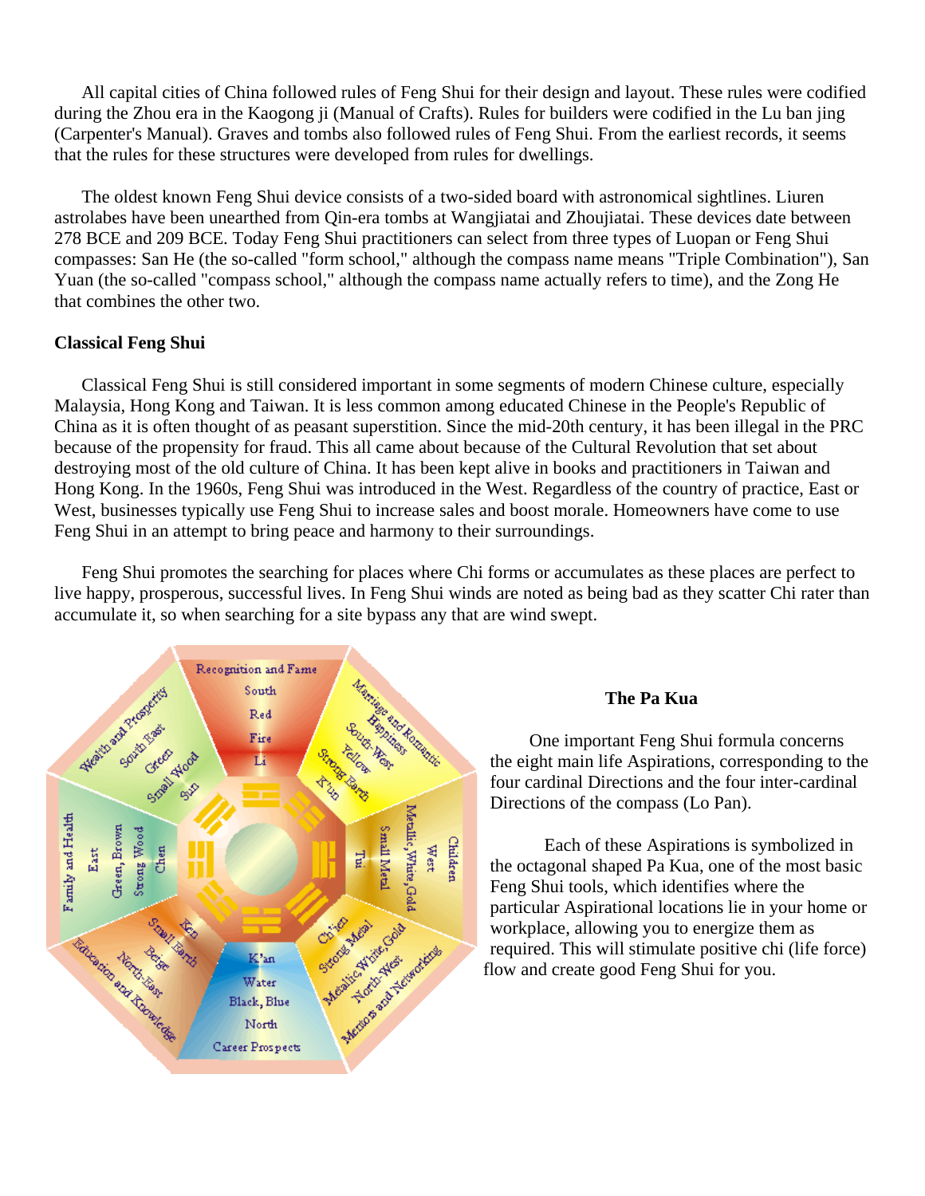All capital cities of China followed rules of Feng Shui for their design and layout. These rules were codified during the Zhou era in the Kaogong ji (Manual of Crafts). Rules for builders were codified in the Lu ban jing (Carpenter's Manual). Graves and tombs also followed rules of Feng Shui. From the earliest records, it seems that the rules for these structures were developed from rules for dwellings.

The oldest known Feng Shui device consists of a two-sided board with astronomical sightlines. Liuren astrolabes have been unearthed from Qin-era tombs at Wangjiatai and Zhoujiatai. These devices date between 278 BCE and 209 BCE. Today Feng Shui practitioners can select from three types of Luopan or Feng Shui compasses: San He (the so-called "form school," although the compass name means "Triple Combination"), San Yuan (the so-called "compass school," although the compass name actually refers to time), and the Zong He that combines the other two.

**Classical Feng Shui**

Classical Feng Shui is still considered important in some segments of modern Chinese culture, especially Malaysia, Hong Kong and Taiwan. It is less common among educated Chinese in the People's Republic of China as it is often thought of as peasant superstition. Since the mid-20th century, it has been illegal in the PRC because of the propensity for fraud. This all came about because of the Cultural Revolution that set about destroying most of the old culture of China. It has been kept alive in books and practitioners in Taiwan and Hong Kong. In the 1960s, Feng Shui was introduced in the West. Regardless of the country of practice, East or West, businesses typically use Feng Shui to increase sales and boost morale. Homeowners have come to use Feng Shui in an attempt to bring peace and harmony to their surroundings.

Feng Shui promotes the searching for places where Chi forms or accumulates as these places are perfect to live happy, prosperous, successful lives. In Feng Shui winds are noted as being bad as they scatter Chi rater than accumulate it, so when searching for a site bypass any that are wind swept.

**The Pa Kua**

One important Feng Shui formula concerns the eight main life Aspirations, corresponding to the four cardinal Directions and the four inter-cardinal Directions of the compass (Lo Pan).

Each of these Aspirations is symbolized in the octagonal shaped Pa Kua, one of the most basic Feng Shui tools, which identifies where the particular Aspirational locations lie in your home or workplace, allowing you to energize them as required. This will stimulate positive chi (life force) flow and create good Feng Shui for you.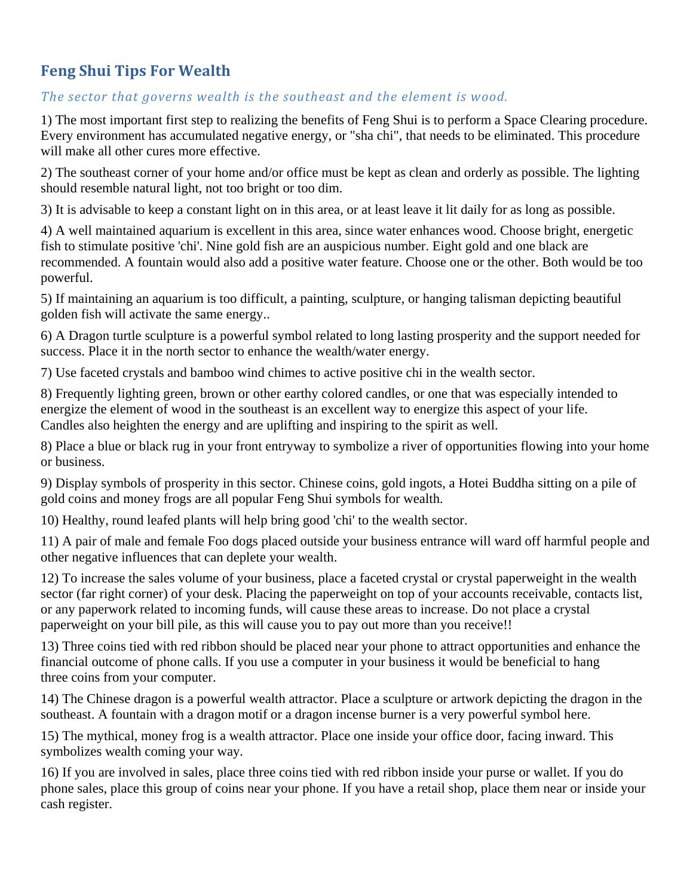## Feng Shui Tips For Wealth

*The sector that governs wealth is the southeast and the element is wood.*

1) The most important first step to realizing the benefits of Feng Shui is to perform a Space Clearing procedure. Every environment has accumulated negative energy, or "sha chi", that needs to be eliminated. This procedure will make all other cures more effective.

2) The southeast corner of your home and/or office must be kept as clean and orderly as possible. The lighting should resemble natural light, not too bright or too dim.

3) It is advisable to keep a constant light on in this area, or at least leave it lit daily for as long as possible.

4) A well maintained aquarium is excellent in this area, since water enhances wood. Choose bright, energetic fish to stimulate positive 'chi'. Nine gold fish are an auspicious number. Eight gold and one black are recommended. A fountain would also add a positive water feature. Choose one or the other. Both would be too powerful.

5) If maintaining an aquarium is too difficult, a painting, sculpture, or hanging talisman depicting beautiful golden fish will activate the same energy..

6) A Dragon turtle sculpture is a powerful symbol related to long lasting prosperity and the support needed for success. Place it in the north sector to enhance the wealth/water energy.

7) Use faceted crystals and bamboo wind chimes to active positive chi in the wealth sector.

8) Frequently lighting green, brown or other earthy colored candles, or one that was especially intended to energize the element of wood in the southeast is an excellent way to energize this aspect of your life. Candles also heighten the energy and are uplifting and inspiring to the spirit as well.

8) Place a blue or black rug in your front entryway to symbolize a river of opportunities flowing into your home or business.

9) Display symbols of prosperity in this sector. Chinese coins, gold ingots, a Hotei Buddha sitting on a pile of gold coins and money frogs are all popular Feng Shui symbols for wealth.

10) Healthy, round leafed plants will help bring good 'chi' to the wealth sector.

11) A pair of male and female Foo dogs placed outside your business entrance will ward off harmful people and other negative influences that can deplete your wealth.

12) To increase the sales volume of your business, place a faceted crystal or crystal paperweight in the wealth sector (far right corner) of your desk. Placing the paperweight on top of your accounts receivable, contacts list, or any paperwork related to incoming funds, will cause these areas to increase. Do not place a crystal paperweight on your bill pile, as this will cause you to pay out more than you receive!!

13) Three coins tied with red ribbon should be placed near your phone to attract opportunities and enhance the financial outcome of phone calls. If you use a computer in your business it would be beneficial to hang three coins from your computer.

14) The Chinese dragon is a powerful wealth attractor. Place a sculpture or artwork depicting the dragon in the southeast. A fountain with a dragon motif or a dragon incense burner is a very powerful symbol here.

15) The mythical, money frog is a wealth attractor. Place one inside your office door, facing inward. This symbolizes wealth coming your way.

16) If you are involved in sales, place three coins tied with red ribbon inside your purse or wallet. If you do phone sales, place this group of coins near your phone. If you have a retail shop, place them near or inside your cash register.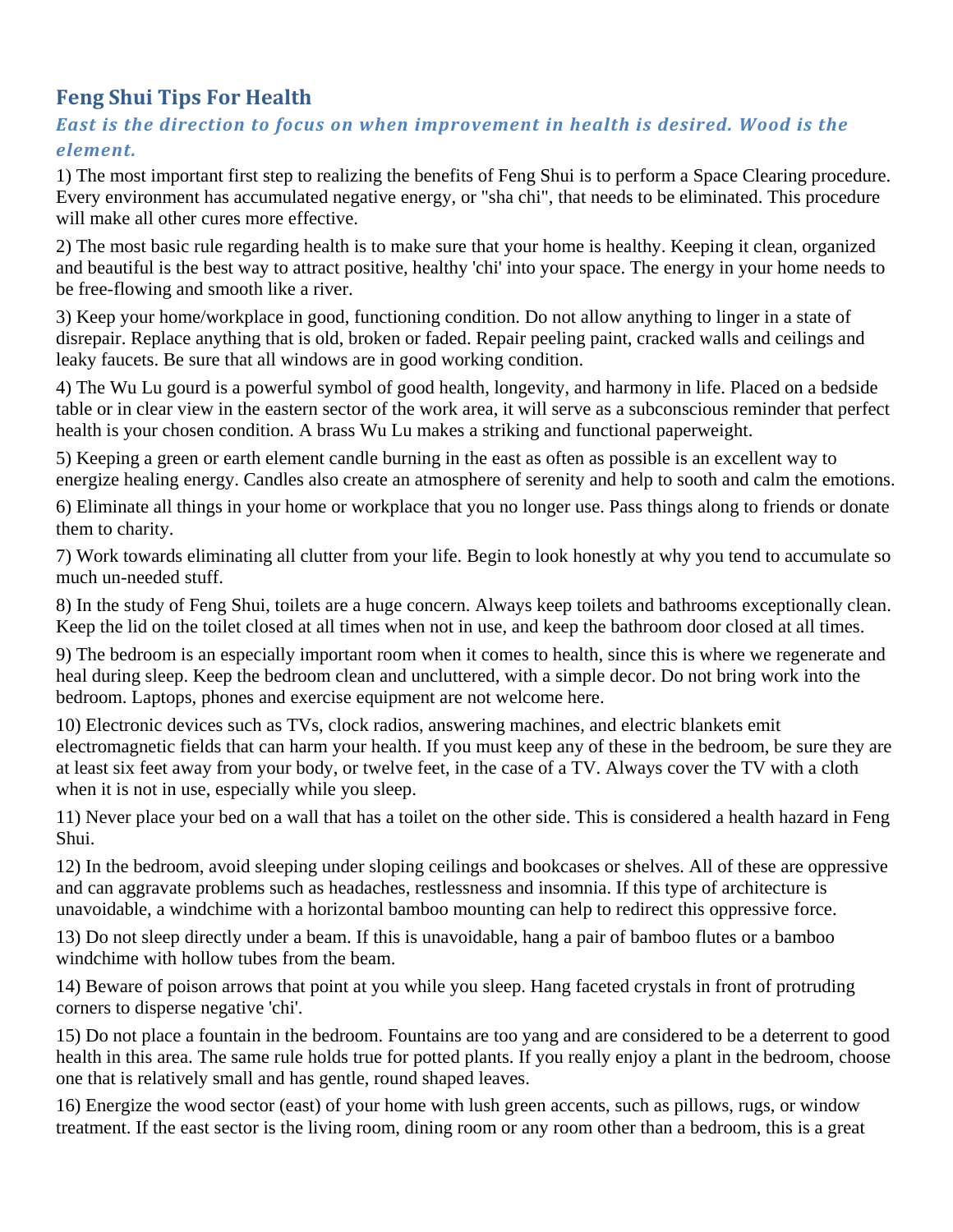## Feng Shui Tips For Health

### *East is the direction to focus on when improvement in health is desired. Wood is the element.*

1) The most important first step to realizing the benefits of Feng Shui is to perform a Space Clearing procedure. Every environment has accumulated negative energy, or "sha chi", that needs to be eliminated. This procedure will make all other cures more effective.

2) The most basic rule regarding health is to make sure that your home is healthy. Keeping it clean, organized and beautiful is the best way to attract positive, healthy 'chi' into your space. The energy in your home needs to be free-flowing and smooth like a river.

3) Keep your home/workplace in good, functioning condition. Do not allow anything to linger in a state of disrepair. Replace anything that is old, broken or faded. Repair peeling paint, cracked walls and ceilings and leaky faucets. Be sure that all windows are in good working condition.

4) The Wu Lu gourd is a powerful symbol of good health, longevity, and harmony in life. Placed on a bedside table or in clear view in the eastern sector of the work area, it will serve as a subconscious reminder that perfect health is your chosen condition. A brass Wu Lu makes a striking and functional paperweight.

5) Keeping a green or earth element candle burning in the east as often as possible is an excellent way to energize healing energy. Candles also create an atmosphere of serenity and help to sooth and calm the emotions.

6) Eliminate all things in your home or workplace that you no longer use. Pass things along to friends or donate them to charity.

7) Work towards eliminating all clutter from your life. Begin to look honestly at why you tend to accumulate so much un-needed stuff.

8) In the study of Feng Shui, toilets are a huge concern. Always keep toilets and bathrooms exceptionally clean. Keep the lid on the toilet closed at all times when not in use, and keep the bathroom door closed at all times.

9) The bedroom is an especially important room when it comes to health, since this is where we regenerate and heal during sleep. Keep the bedroom clean and uncluttered, with a simple decor. Do not bring work into the bedroom. Laptops, phones and exercise equipment are not welcome here.

10) Electronic devices such as TVs, clock radios, answering machines, and electric blankets emit electromagnetic fields that can harm your health. If you must keep any of these in the bedroom, be sure they are at least six feet away from your body, or twelve feet, in the case of a TV. Always cover the TV with a cloth when it is not in use, especially while you sleep.

11) Never place your bed on a wall that has a toilet on the other side. This is considered a health hazard in Feng Shui.

12) In the bedroom, avoid sleeping under sloping ceilings and bookcases or shelves. All of these are oppressive and can aggravate problems such as headaches, restlessness and insomnia. If this type of architecture is unavoidable, a windchime with a horizontal bamboo mounting can help to redirect this oppressive force.

13) Do not sleep directly under a beam. If this is unavoidable, hang a pair of bamboo flutes or a bamboo windchime with hollow tubes from the beam.

14) Beware of poison arrows that point at you while you sleep. Hang faceted crystals in front of protruding corners to disperse negative 'chi'.

15) Do not place a fountain in the bedroom. Fountains are too yang and are considered to be a deterrent to good health in this area. The same rule holds true for potted plants. If you really enjoy a plant in the bedroom, choose one that is relatively small and has gentle, round shaped leaves.

16) Energize the wood sector (east) of your home with lush green accents, such as pillows, rugs, or window treatment. If the east sector is the living room, dining room or any room other than a bedroom, this is a great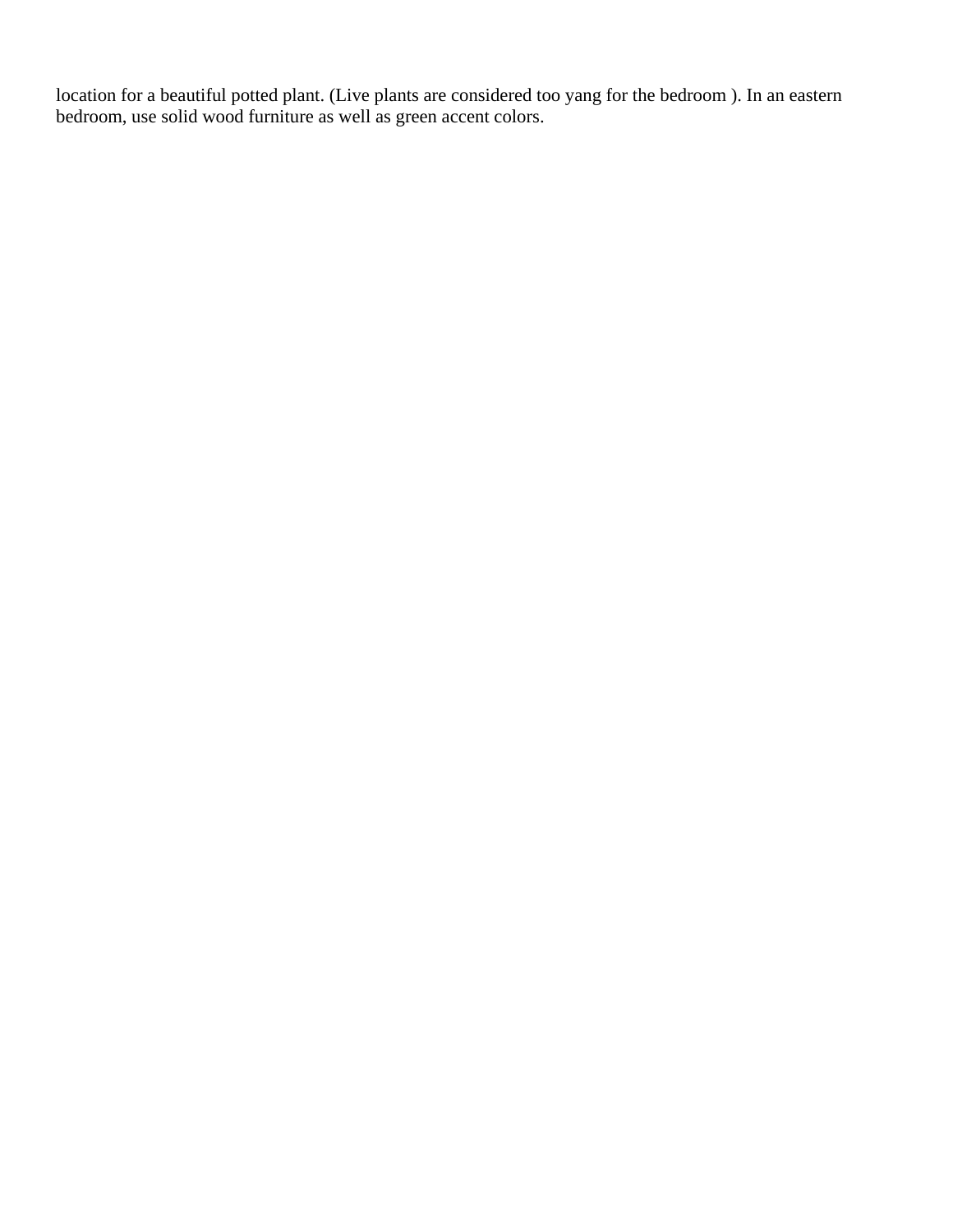location for a beautiful potted plant. (Live plants are considered too yang for the bedroom ). In an eastern bedroom, use solid wood furniture as well as green accent colors.